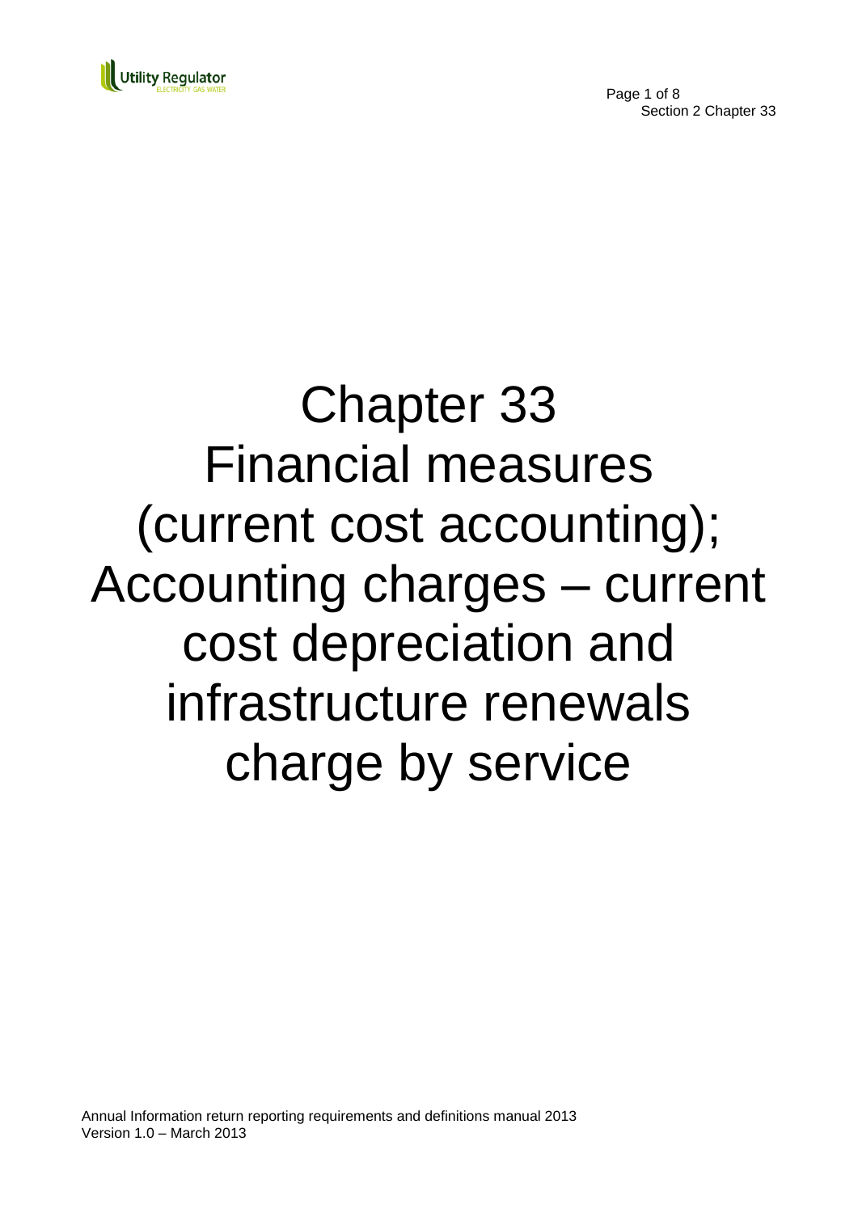# Chapter 33 Financial measures (current cost accounting); Accounting charges – current cost depreciation and infrastructure renewals charge by service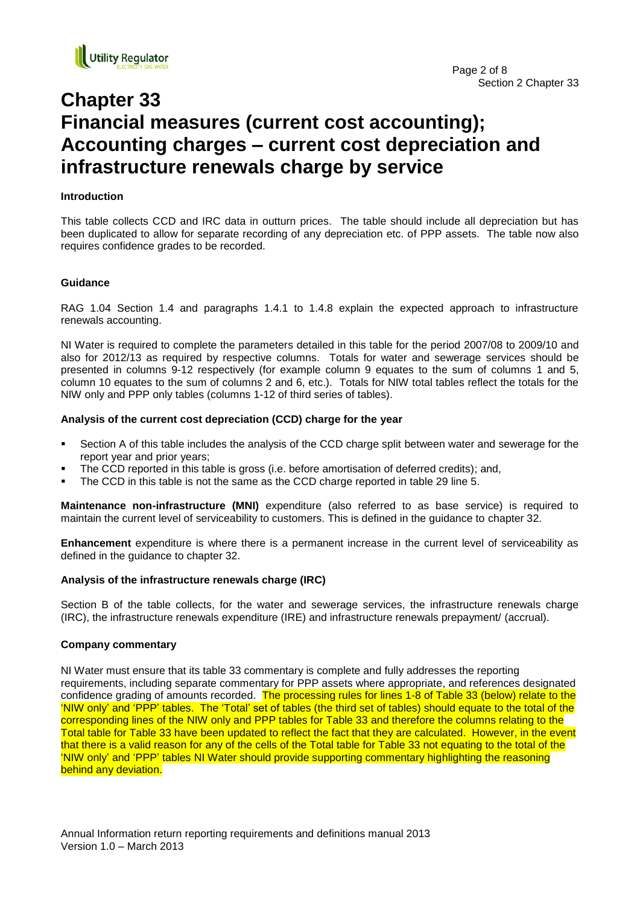# Chapter 33
# Financial measures (current cost accounting); Accounting charges – current cost depreciation and infrastructure renewals charge by service

**Introduction**

This table collects CCD and IRC data in outturn prices. The table should include all depreciation but has been duplicated to allow for separate recording of any depreciation etc. of PPP assets. The table now also requires confidence grades to be recorded.

**Guidance**

RAG 1.04 Section 1.4 and paragraphs 1.4.1 to 1.4.8 explain the expected approach to infrastructure renewals accounting.

NI Water is required to complete the parameters detailed in this table for the period 2007/08 to 2009/10 and also for 2012/13 as required by respective columns. Totals for water and sewerage services should be presented in columns 9-12 respectively (for example column 9 equates to the sum of columns 1 and 5, column 10 equates to the sum of columns 2 and 6, etc.). Totals for NIW total tables reflect the totals for the NIW only and PPP only tables (columns 1-12 of third series of tables).

**Analysis of the current cost depreciation (CCD) charge for the year**

- Section A of this table includes the analysis of the CCD charge split between water and sewerage for the report year and prior years;
- The CCD reported in this table is gross (i.e. before amortisation of deferred credits); and,
- The CCD in this table is not the same as the CCD charge reported in table 29 line 5.

**Maintenance non-infrastructure (MNI)** expenditure (also referred to as base service) is required to maintain the current level of serviceability to customers. This is defined in the guidance to chapter 32.

**Enhancement** expenditure is where there is a permanent increase in the current level of serviceability as defined in the guidance to chapter 32.

**Analysis of the infrastructure renewals charge (IRC)**

Section B of the table collects, for the water and sewerage services, the infrastructure renewals charge (IRC), the infrastructure renewals expenditure (IRE) and infrastructure renewals prepayment/ (accrual).

**Company commentary**

NI Water must ensure that its table 33 commentary is complete and fully addresses the reporting requirements, including separate commentary for PPP assets where appropriate, and references designated confidence grading of amounts recorded. The processing rules for lines 1-8 of Table 33 (below) relate to the 'NIW only' and 'PPP' tables. The 'Total' set of tables (the third set of tables) should equate to the total of the corresponding lines of the NIW only and PPP tables for Table 33 and therefore the columns relating to the Total table for Table 33 have been updated to reflect the fact that they are calculated. However, in the event that there is a valid reason for any of the cells of the Total table for Table 33 not equating to the total of the 'NIW only' and 'PPP' tables NI Water should provide supporting commentary highlighting the reasoning behind any deviation.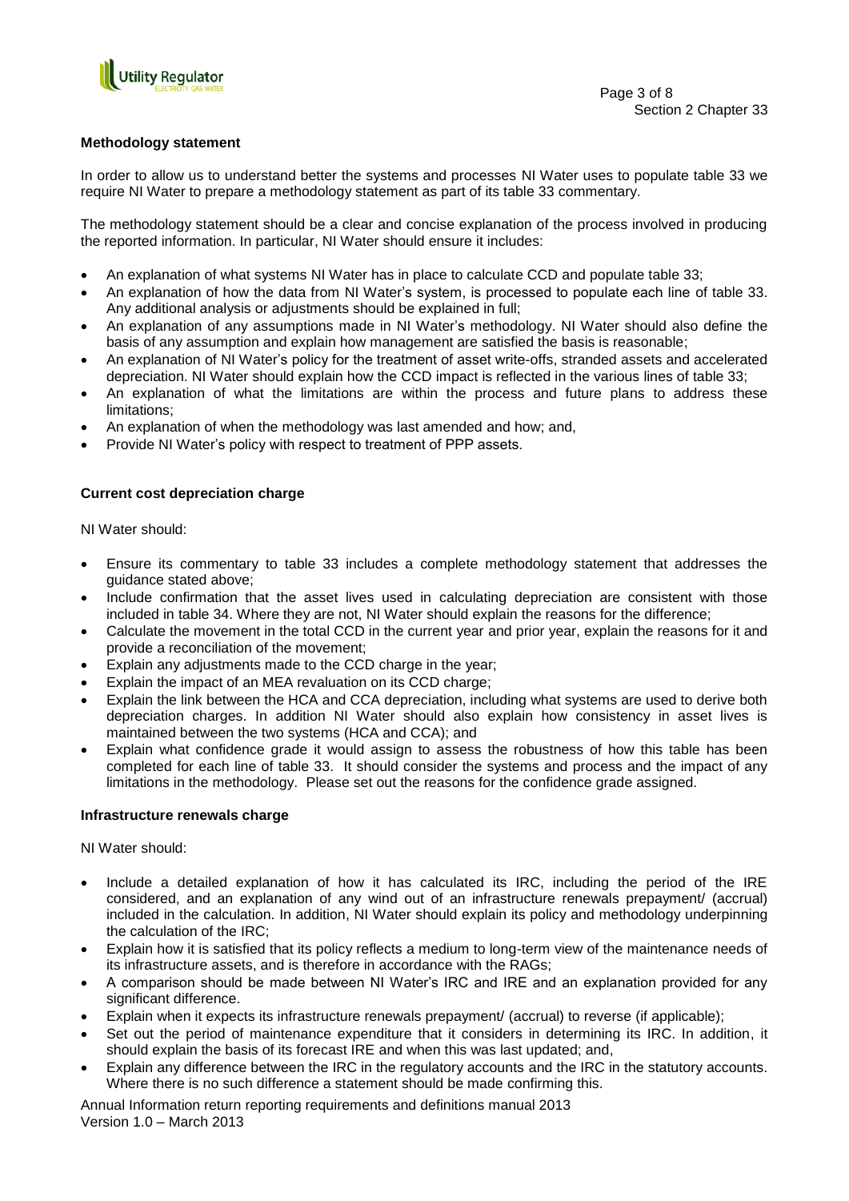### Methodology statement

In order to allow us to understand better the systems and processes NI Water uses to populate table 33 we require NI Water to prepare a methodology statement as part of its table 33 commentary.

The methodology statement should be a clear and concise explanation of the process involved in producing the reported information. In particular, NI Water should ensure it includes:

- An explanation of what systems NI Water has in place to calculate CCD and populate table 33;
- An explanation of how the data from NI Water's system, is processed to populate each line of table 33. Any additional analysis or adjustments should be explained in full;
- An explanation of any assumptions made in NI Water's methodology. NI Water should also define the basis of any assumption and explain how management are satisfied the basis is reasonable;
- An explanation of NI Water's policy for the treatment of asset write-offs, stranded assets and accelerated depreciation. NI Water should explain how the CCD impact is reflected in the various lines of table 33;
- An explanation of what the limitations are within the process and future plans to address these limitations;
- An explanation of when the methodology was last amended and how; and,
- Provide NI Water's policy with respect to treatment of PPP assets.

### Current cost depreciation charge

NI Water should:

- Ensure its commentary to table 33 includes a complete methodology statement that addresses the guidance stated above;
- Include confirmation that the asset lives used in calculating depreciation are consistent with those included in table 34. Where they are not, NI Water should explain the reasons for the difference;
- Calculate the movement in the total CCD in the current year and prior year, explain the reasons for it and provide a reconciliation of the movement;
- Explain any adjustments made to the CCD charge in the year;
- Explain the impact of an MEA revaluation on its CCD charge;
- Explain the link between the HCA and CCA depreciation, including what systems are used to derive both depreciation charges. In addition NI Water should also explain how consistency in asset lives is maintained between the two systems (HCA and CCA); and
- Explain what confidence grade it would assign to assess the robustness of how this table has been completed for each line of table 33. It should consider the systems and process and the impact of any limitations in the methodology. Please set out the reasons for the confidence grade assigned.

### Infrastructure renewals charge

NI Water should:

- Include a detailed explanation of how it has calculated its IRC, including the period of the IRE considered, and an explanation of any wind out of an infrastructure renewals prepayment/ (accrual) included in the calculation. In addition, NI Water should explain its policy and methodology underpinning the calculation of the IRC;
- Explain how it is satisfied that its policy reflects a medium to long-term view of the maintenance needs of its infrastructure assets, and is therefore in accordance with the RAGs;
- A comparison should be made between NI Water's IRC and IRE and an explanation provided for any significant difference.
- Explain when it expects its infrastructure renewals prepayment/ (accrual) to reverse (if applicable);
- Set out the period of maintenance expenditure that it considers in determining its IRC. In addition, it should explain the basis of its forecast IRE and when this was last updated; and,
- Explain any difference between the IRC in the regulatory accounts and the IRC in the statutory accounts. Where there is no such difference a statement should be made confirming this.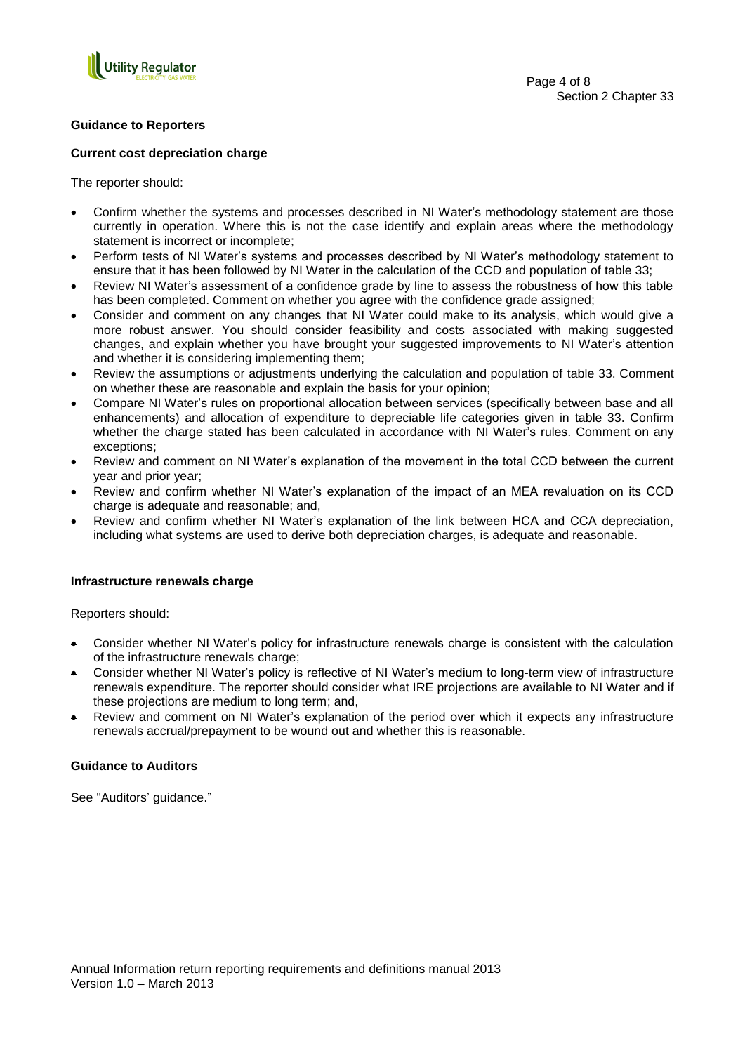**Guidance to Reporters**

**Current cost depreciation charge**

The reporter should:

- Confirm whether the systems and processes described in NI Water's methodology statement are those currently in operation. Where this is not the case identify and explain areas where the methodology statement is incorrect or incomplete;
- Perform tests of NI Water's systems and processes described by NI Water's methodology statement to ensure that it has been followed by NI Water in the calculation of the CCD and population of table 33;
- Review NI Water's assessment of a confidence grade by line to assess the robustness of how this table has been completed. Comment on whether you agree with the confidence grade assigned;
- Consider and comment on any changes that NI Water could make to its analysis, which would give a more robust answer. You should consider feasibility and costs associated with making suggested changes, and explain whether you have brought your suggested improvements to NI Water's attention and whether it is considering implementing them;
- Review the assumptions or adjustments underlying the calculation and population of table 33. Comment on whether these are reasonable and explain the basis for your opinion;
- Compare NI Water's rules on proportional allocation between services (specifically between base and all enhancements) and allocation of expenditure to depreciable life categories given in table 33. Confirm whether the charge stated has been calculated in accordance with NI Water's rules. Comment on any exceptions;
- Review and comment on NI Water's explanation of the movement in the total CCD between the current year and prior year;
- Review and confirm whether NI Water's explanation of the impact of an MEA revaluation on its CCD charge is adequate and reasonable; and,
- Review and confirm whether NI Water's explanation of the link between HCA and CCA depreciation, including what systems are used to derive both depreciation charges, is adequate and reasonable.

**Infrastructure renewals charge**

Reporters should:

- Consider whether NI Water's policy for infrastructure renewals charge is consistent with the calculation of the infrastructure renewals charge;
- Consider whether NI Water's policy is reflective of NI Water's medium to long-term view of infrastructure renewals expenditure. The reporter should consider what IRE projections are available to NI Water and if these projections are medium to long term; and,
- Review and comment on NI Water's explanation of the period over which it expects any infrastructure renewals accrual/prepayment to be wound out and whether this is reasonable.

**Guidance to Auditors**

See "Auditors' guidance."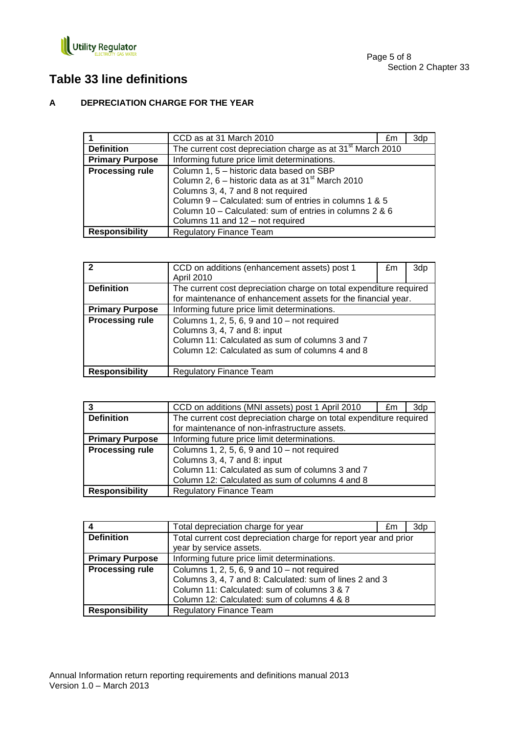# Table 33 line definitions

## A DEPRECIATION CHARGE FOR THE YEAR

| 1 | CCD as at 31 March 2010 | £m | 3dp |
|---|---|---|---|
| **Definition** | The current cost depreciation charge as at 31st March 2010 | | |
| **Primary Purpose** | Informing future price limit determinations. | | |
| **Processing rule** | Column 1, 5 – historic data based on SBP<br>Column 2, 6 – historic data as at 31st March 2010<br>Columns 3, 4, 7 and 8 not required<br>Column 9 – Calculated: sum of entries in columns 1 & 5<br>Column 10 – Calculated: sum of entries in columns 2 & 6<br>Columns 11 and 12 – not required | | |
| **Responsibility** | Regulatory Finance Team | | |

| 2 | CCD on additions (enhancement assets) post 1 April 2010 | £m | 3dp |
|---|---|---|---|
| **Definition** | The current cost depreciation charge on total expenditure required for maintenance of enhancement assets for the financial year. | | |
| **Primary Purpose** | Informing future price limit determinations. | | |
| **Processing rule** | Columns 1, 2, 5, 6, 9 and 10 – not required<br>Columns 3, 4, 7 and 8: input<br>Column 11: Calculated as sum of columns 3 and 7<br>Column 12: Calculated as sum of columns 4 and 8 | | |
| **Responsibility** | Regulatory Finance Team | | |

| 3 | CCD on additions (MNI assets) post 1 April 2010 | £m | 3dp |
|---|---|---|---|
| **Definition** | The current cost depreciation charge on total expenditure required for maintenance of non-infrastructure assets. | | |
| **Primary Purpose** | Informing future price limit determinations. | | |
| **Processing rule** | Columns 1, 2, 5, 6, 9 and 10 – not required<br>Columns 3, 4, 7 and 8: input<br>Column 11: Calculated as sum of columns 3 and 7<br>Column 12: Calculated as sum of columns 4 and 8 | | |
| **Responsibility** | Regulatory Finance Team | | |

| 4 | Total depreciation charge for year | £m | 3dp |
|---|---|---|---|
| **Definition** | Total current cost depreciation charge for report year and prior year by service assets. | | |
| **Primary Purpose** | Informing future price limit determinations. | | |
| **Processing rule** | Columns 1, 2, 5, 6, 9 and 10 – not required<br>Columns 3, 4, 7 and 8: Calculated: sum of lines 2 and 3<br>Column 11: Calculated: sum of columns 3 & 7<br>Column 12: Calculated: sum of columns 4 & 8 | | |
| **Responsibility** | Regulatory Finance Team | | |

Annual Information return reporting requirements and definitions manual 2013
Version 1.0 – March 2013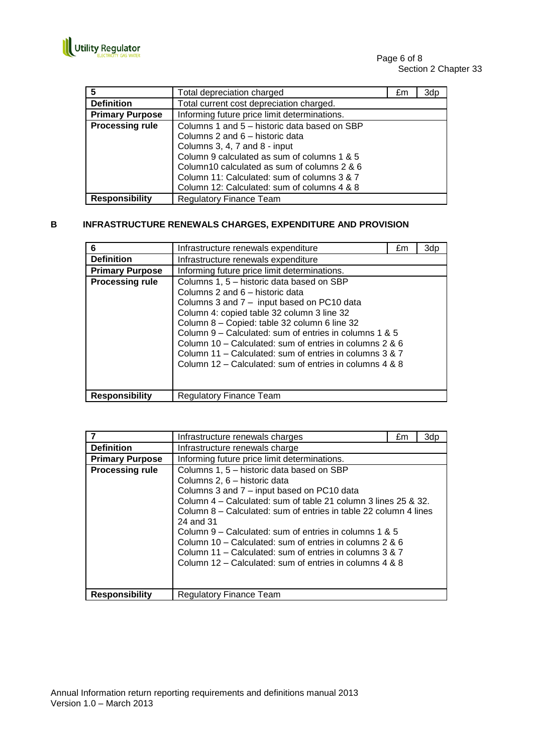| 5 | Total depreciation charged | £m | 3dp |
|---|---|---|---|
| **Definition** | Total current cost depreciation charged. | | |
| **Primary Purpose** | Informing future price limit determinations. | | |
| **Processing rule** | Columns 1 and 5 – historic data based on SBP<br>Columns 2 and 6 – historic data<br>Columns 3, 4, 7 and 8 - input<br>Column 9 calculated as sum of columns 1 & 5<br>Column10 calculated as sum of columns 2 & 6<br>Column 11: Calculated: sum of columns 3 & 7<br>Column 12: Calculated: sum of columns 4 & 8 | | |
| **Responsibility** | Regulatory Finance Team | | |

## B INFRASTRUCTURE RENEWALS CHARGES, EXPENDITURE AND PROVISION

| 6 | Infrastructure renewals expenditure | £m | 3dp |
|---|---|---|---|
| **Definition** | Infrastructure renewals expenditure | | |
| **Primary Purpose** | Informing future price limit determinations. | | |
| **Processing rule** | Columns 1, 5 – historic data based on SBP<br>Columns 2 and 6 – historic data<br>Columns 3 and 7 – input based on PC10 data<br>Column 4: copied table 32 column 3 line 32<br>Column 8 – Copied: table 32 column 6 line 32<br>Column 9 – Calculated: sum of entries in columns 1 & 5<br>Column 10 – Calculated: sum of entries in columns 2 & 6<br>Column 11 – Calculated: sum of entries in columns 3 & 7<br>Column 12 – Calculated: sum of entries in columns 4 & 8 | | |
| **Responsibility** | Regulatory Finance Team | | |

| 7 | Infrastructure renewals charges | £m | 3dp |
|---|---|---|---|
| **Definition** | Infrastructure renewals charge | | |
| **Primary Purpose** | Informing future price limit determinations. | | |
| **Processing rule** | Columns 1, 5 – historic data based on SBP<br>Columns 2, 6 – historic data<br>Columns 3 and 7 – input based on PC10 data<br>Column 4 – Calculated: sum of table 21 column 3 lines 25 & 32.<br>Column 8 – Calculated: sum of entries in table 22 column 4 lines 24 and 31<br>Column 9 – Calculated: sum of entries in columns 1 & 5<br>Column 10 – Calculated: sum of entries in columns 2 & 6<br>Column 11 – Calculated: sum of entries in columns 3 & 7<br>Column 12 – Calculated: sum of entries in columns 4 & 8 | | |
| **Responsibility** | Regulatory Finance Team | | |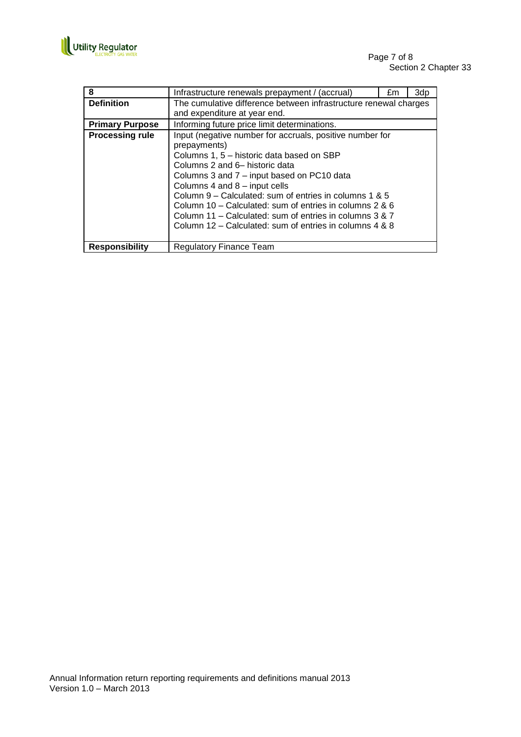| 8 | Infrastructure renewals prepayment / (accrual) | £m | 3dp |
|---|---|---|---|
| **Definition** | The cumulative difference between infrastructure renewal charges and expenditure at year end. | | |
| **Primary Purpose** | Informing future price limit determinations. | | |
| **Processing rule** | Input (negative number for accruals, positive number for prepayments)<br>Columns 1, 5 – historic data based on SBP<br>Columns 2 and 6– historic data<br>Columns 3 and 7 – input based on PC10 data<br>Columns 4 and 8 – input cells<br>Column 9 – Calculated: sum of entries in columns 1 & 5<br>Column 10 – Calculated: sum of entries in columns 2 & 6<br>Column 11 – Calculated: sum of entries in columns 3 & 7<br>Column 12 – Calculated: sum of entries in columns 4 & 8 | | |
| **Responsibility** | Regulatory Finance Team | | |

Annual Information return reporting requirements and definitions manual 2013
Version 1.0 – March 2013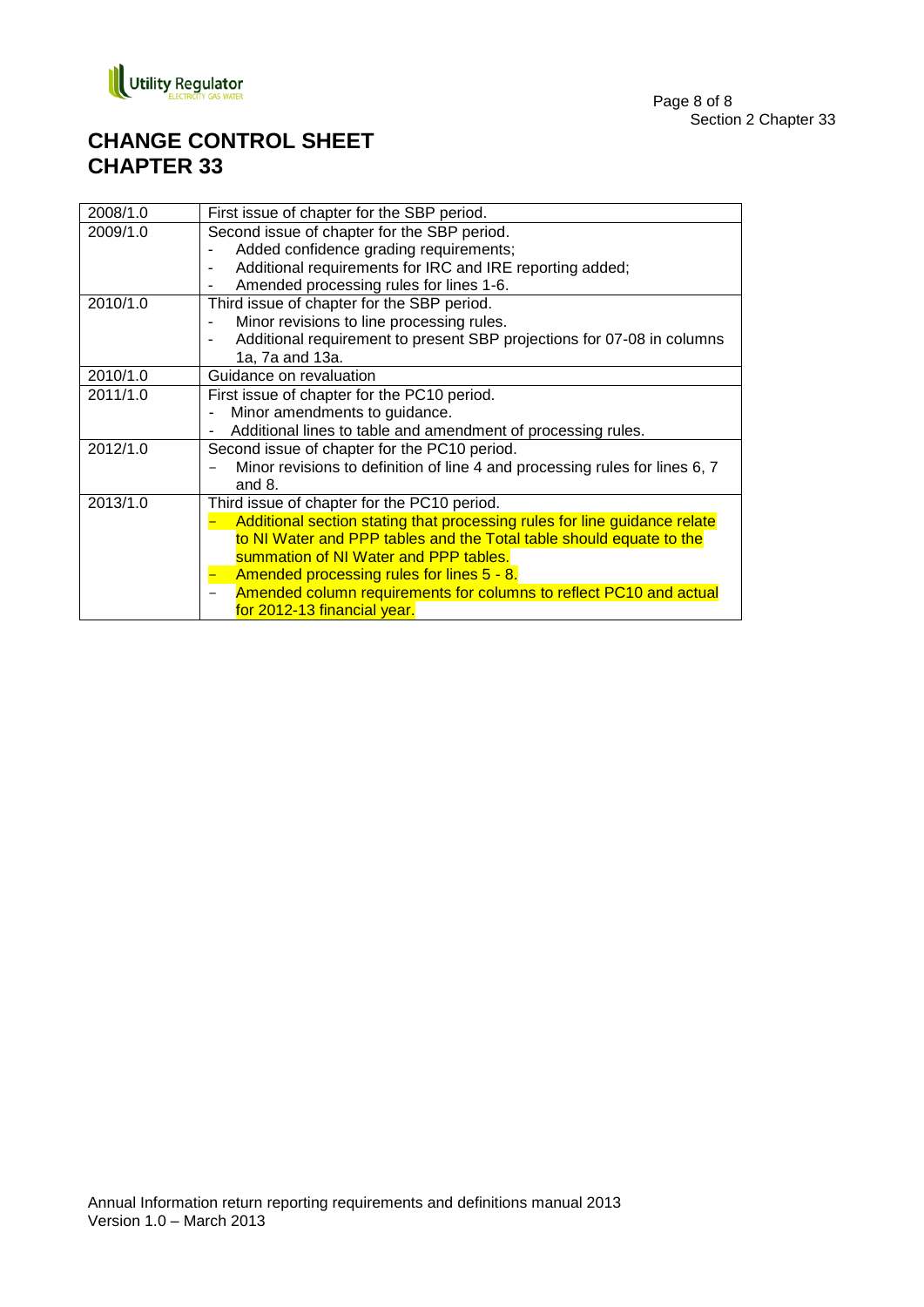# CHANGE CONTROL SHEET
# CHAPTER 33

| | |
|---|---|
| 2008/1.0 | First issue of chapter for the SBP period. |
| 2009/1.0 | Second issue of chapter for the SBP period.<br>- Added confidence grading requirements;<br>- Additional requirements for IRC and IRE reporting added;<br>- Amended processing rules for lines 1-6. |
| 2010/1.0 | Third issue of chapter for the SBP period.<br>- Minor revisions to line processing rules.<br>- Additional requirement to present SBP projections for 07-08 in columns 1a, 7a and 13a. |
| 2010/1.0 | Guidance on revaluation |
| 2011/1.0 | First issue of chapter for the PC10 period.<br>- Minor amendments to guidance.<br>- Additional lines to table and amendment of processing rules. |
| 2012/1.0 | Second issue of chapter for the PC10 period.<br>- Minor revisions to definition of line 4 and processing rules for lines 6, 7 and 8. |
| 2013/1.0 | Third issue of chapter for the PC10 period.<br>- Additional section stating that processing rules for line guidance relate to NI Water and PPP tables and the Total table should equate to the summation of NI Water and PPP tables.<br>- Amended processing rules for lines 5 - 8.<br>- Amended column requirements for columns to reflect PC10 and actual for 2012-13 financial year. |

Annual Information return reporting requirements and definitions manual 2013
Version 1.0 – March 2013